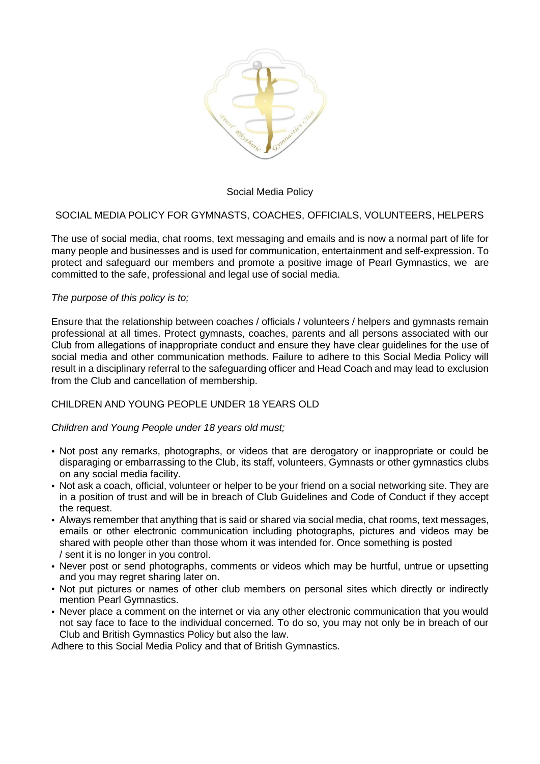# Social Media Policy

## SOCIAL MEDIA POLICY FOR GYMNASTS, COACHES, OFFICIALS, VOLUNTEERS, HELPERS

The use of social media, chat rooms, text messaging and emails and is now a normal part of life for many people and businesses and is used for communication, entertainment and self-expression. To protect and safeguard our members and promote a positive image of Pearl Gymnastics, we are committed to the safe, professional and legal use of social media.

*The purpose of this policy is to;*

Ensure that the relationship between coaches / officials / volunteers / helpers and gymnasts remain professional at all times. Protect gymnasts, coaches, parents and all persons associated with our Club from allegations of inappropriate conduct and ensure they have clear guidelines for the use of social media and other communication methods. Failure to adhere to this Social Media Policy will result in a disciplinary referral to the safeguarding officer and Head Coach and may lead to exclusion from the Club and cancellation of membership.

## CHILDREN AND YOUNG PEOPLE UNDER 18 YEARS OLD

*Children and Young People under 18 years old must;*

- Not post any remarks, photographs, or videos that are derogatory or inappropriate or could be disparaging or embarrassing to the Club, its staff, volunteers, Gymnasts or other gymnastics clubs on any social media facility.
- Not ask a coach, official, volunteer or helper to be your friend on a social networking site. They are in a position of trust and will be in breach of Club Guidelines and Code of Conduct if they accept the request.
- Always remember that anything that is said or shared via social media, chat rooms, text messages, emails or other electronic communication including photographs, pictures and videos may be shared with people other than those whom it was intended for. Once something is posted / sent it is no longer in you control.
- Never post or send photographs, comments or videos which may be hurtful, untrue or upsetting and you may regret sharing later on.
- Not put pictures or names of other club members on personal sites which directly or indirectly mention Pearl Gymnastics.
- Never place a comment on the internet or via any other electronic communication that you would not say face to face to the individual concerned. To do so, you may not only be in breach of our Club and British Gymnastics Policy but also the law.

Adhere to this Social Media Policy and that of British Gymnastics.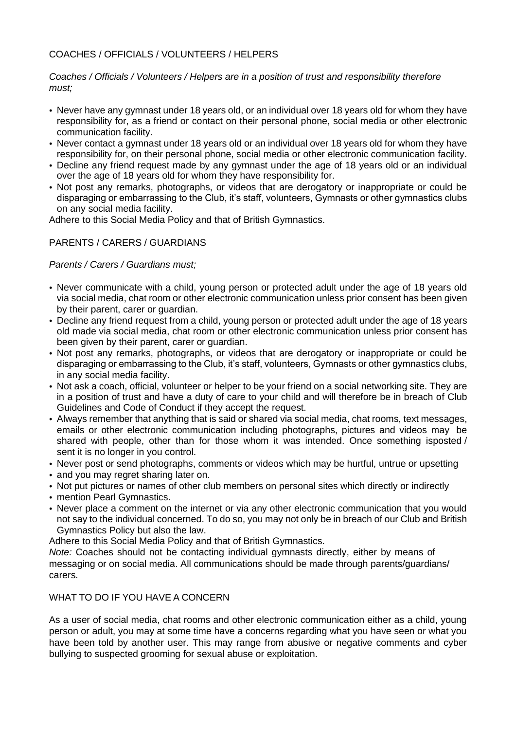## COACHES / OFFICIALS / VOLUNTEERS / HELPERS

*Coaches / Officials / Volunteers / Helpers are in a position of trust and responsibility therefore must;*

- Never have any gymnast under 18 years old, or an individual over 18 years old for whom they have responsibility for, as a friend or contact on their personal phone, social media or other electronic communication facility.
- Never contact a gymnast under 18 years old or an individual over 18 years old for whom they have responsibility for, on their personal phone, social media or other electronic communication facility.
- Decline any friend request made by any gymnast under the age of 18 years old or an individual over the age of 18 years old for whom they have responsibility for.
- Not post any remarks, photographs, or videos that are derogatory or inappropriate or could be disparaging or embarrassing to the Club, it's staff, volunteers, Gymnasts or other gymnastics clubs on any social media facility.

Adhere to this Social Media Policy and that of British Gymnastics.

## PARENTS / CARERS / GUARDIANS

*Parents / Carers / Guardians must;*

- Never communicate with a child, young person or protected adult under the age of 18 years old via social media, chat room or other electronic communication unless prior consent has been given by their parent, carer or guardian.
- Decline any friend request from a child, young person or protected adult under the age of 18 years old made via social media, chat room or other electronic communication unless prior consent has been given by their parent, carer or guardian.
- Not post any remarks, photographs, or videos that are derogatory or inappropriate or could be disparaging or embarrassing to the Club, it's staff, volunteers, Gymnasts or other gymnastics clubs, in any social media facility.
- Not ask a coach, official, volunteer or helper to be your friend on a social networking site. They are in a position of trust and have a duty of care to your child and will therefore be in breach of Club Guidelines and Code of Conduct if they accept the request.
- Always remember that anything that is said or shared via social media, chat rooms, text messages, emails or other electronic communication including photographs, pictures and videos may be shared with people, other than for those whom it was intended. Once something isposted / sent it is no longer in you control.
- Never post or send photographs, comments or videos which may be hurtful, untrue or upsetting
- and you may regret sharing later on.
- Not put pictures or names of other club members on personal sites which directly or indirectly
- mention Pearl Gymnastics.
- Never place a comment on the internet or via any other electronic communication that you would not say to the individual concerned. To do so, you may not only be in breach of our Club and British Gymnastics Policy but also the law.

Adhere to this Social Media Policy and that of British Gymnastics.

*Note:* Coaches should not be contacting individual gymnasts directly, either by means of messaging or on social media. All communications should be made through parents/guardians/ carers.

## WHAT TO DO IF YOU HAVE A CONCERN

As a user of social media, chat rooms and other electronic communication either as a child, young person or adult, you may at some time have a concerns regarding what you have seen or what you have been told by another user. This may range from abusive or negative comments and cyber bullying to suspected grooming for sexual abuse or exploitation.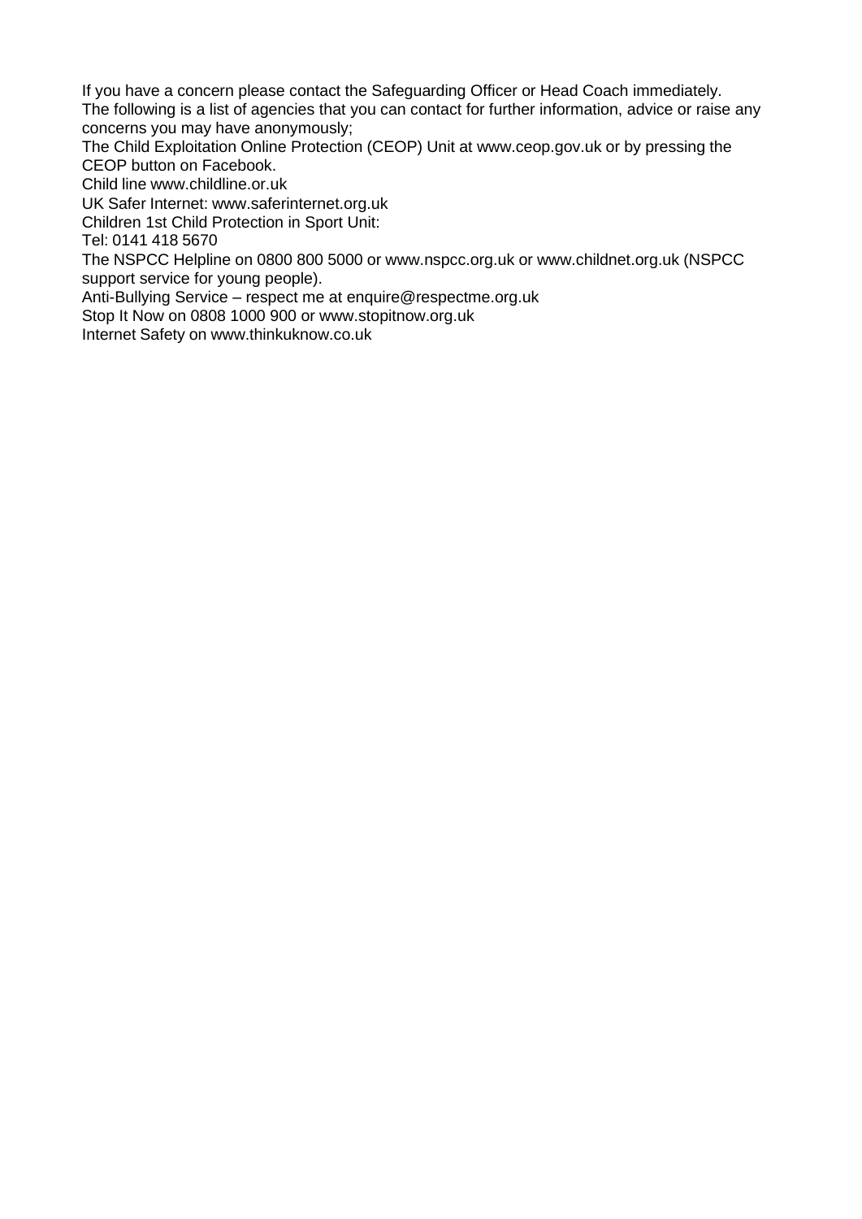If you have a concern please contact the Safeguarding Officer or Head Coach immediately.
The following is a list of agencies that you can contact for further information, advice or raise any concerns you may have anonymously;

The Child Exploitation Online Protection (CEOP) Unit at www.ceop.gov.uk or by pressing the CEOP button on Facebook.

Child line www.childline.or.uk

UK Safer Internet: www.saferinternet.org.uk

Children 1st Child Protection in Sport Unit:
Tel: 0141 418 5670

The NSPCC Helpline on 0800 800 5000 or www.nspcc.org.uk or www.childnet.org.uk (NSPCC support service for young people).

Anti-Bullying Service – respect me at enquire@respectme.org.uk

Stop It Now on 0808 1000 900 or www.stopitnow.org.uk

Internet Safety on www.thinkuknow.co.uk